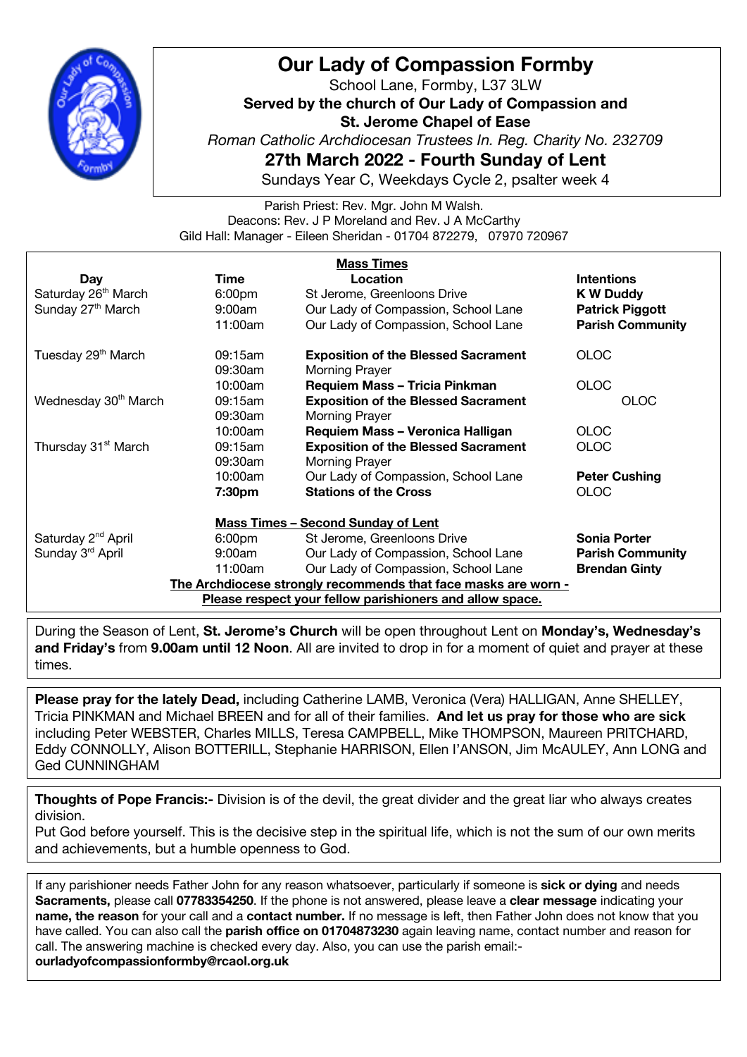# Our Lady of Compassion Formby

School Lane, Formby, L37 3LW

**Served by the church of Our Lady of Compassion and**
**St. Jerome Chapel of Ease**

*Roman Catholic Archdiocesan Trustees In. Reg. Charity No. 232709*

## 27th March 2022 - Fourth Sunday of Lent

Sundays Year C, Weekdays Cycle 2, psalter week 4

Parish Priest: Rev. Mgr. John M Walsh.
Deacons: Rev. J P Moreland and Rev. J A McCarthy
Gild Hall: Manager - Eileen Sheridan - 01704 872279, 07970 720967

**Mass Times**

| Day | Time | Location | Intentions |
|---|---|---|---|
| Saturday 26th March | 6:00pm | St Jerome, Greenloons Drive | **K W Duddy** |
| Sunday 27th March | 9:00am | Our Lady of Compassion, School Lane | **Patrick Piggott** |
| | 11:00am | Our Lady of Compassion, School Lane | **Parish Community** |
| Tuesday 29th March | 09:15am | **Exposition of the Blessed Sacrament** | OLOC |
| | 09:30am | Morning Prayer | |
| | 10:00am | **Requiem Mass – Tricia Pinkman** | OLOC |
| Wednesday 30th March | 09:15am | **Exposition of the Blessed Sacrament** | OLOC |
| | 09:30am | Morning Prayer | |
| | 10:00am | **Requiem Mass – Veronica Halligan** | OLOC |
| Thursday 31st March | 09:15am | **Exposition of the Blessed Sacrament** | OLOC |
| | 09:30am | Morning Prayer | |
| | 10:00am | Our Lady of Compassion, School Lane | **Peter Cushing** |
| | **7:30pm** | **Stations of the Cross** | OLOC |

**Mass Times – Second Sunday of Lent**

| Day | Time | Location | Intentions |
|---|---|---|---|
| Saturday 2nd April | 6:00pm | St Jerome, Greenloons Drive | **Sonia Porter** |
| Sunday 3rd April | 9:00am | Our Lady of Compassion, School Lane | **Parish Community** |
| | 11:00am | Our Lady of Compassion, School Lane | **Brendan Ginty** |

**The Archdiocese strongly recommends that face masks are worn -**
**Please respect your fellow parishioners and allow space.**

During the Season of Lent, **St. Jerome's Church** will be open throughout Lent on **Monday's, Wednesday's and Friday's** from **9.00am until 12 Noon**. All are invited to drop in for a moment of quiet and prayer at these times.

**Please pray for the lately Dead,** including Catherine LAMB, Veronica (Vera) HALLIGAN, Anne SHELLEY, Tricia PINKMAN and Michael BREEN and for all of their families. **And let us pray for those who are sick** including Peter WEBSTER, Charles MILLS, Teresa CAMPBELL, Mike THOMPSON, Maureen PRITCHARD, Eddy CONNOLLY, Alison BOTTERILL, Stephanie HARRISON, Ellen I'ANSON, Jim McAULEY, Ann LONG and Ged CUNNINGHAM

**Thoughts of Pope Francis:-** Division is of the devil, the great divider and the great liar who always creates division.
Put God before yourself. This is the decisive step in the spiritual life, which is not the sum of our own merits and achievements, but a humble openness to God.

If any parishioner needs Father John for any reason whatsoever, particularly if someone is **sick or dying** and needs **Sacraments,** please call **07783354250**. If the phone is not answered, please leave a **clear message** indicating your **name, the reason** for your call and a **contact number.** If no message is left, then Father John does not know that you have called. You can also call the **parish office on 01704873230** again leaving name, contact number and reason for call. The answering machine is checked every day. Also, you can use the parish email:-
**ourladyofcompassionformby@rcaol.org.uk**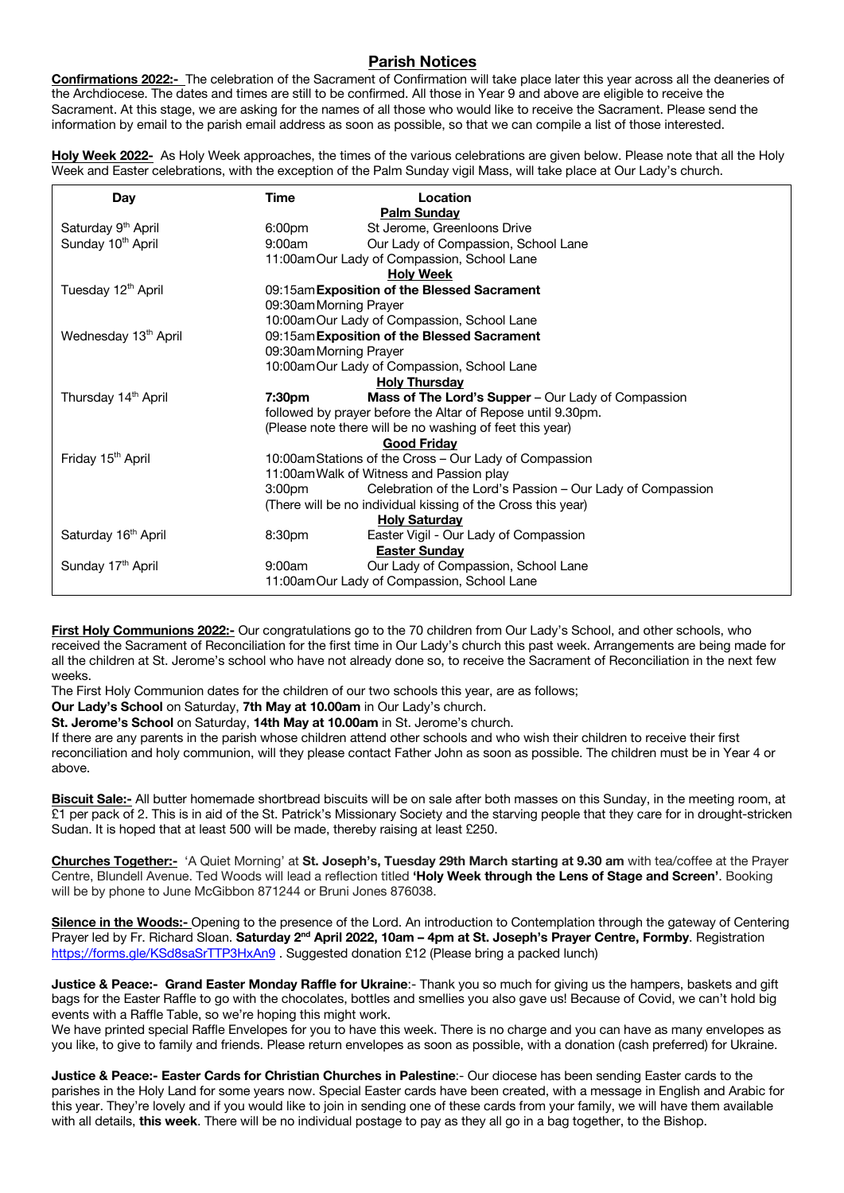## Parish Notices

**Confirmations 2022:-** The celebration of the Sacrament of Confirmation will take place later this year across all the deaneries of the Archdiocese. The dates and times are still to be confirmed. All those in Year 9 and above are eligible to receive the Sacrament. At this stage, we are asking for the names of all those who would like to receive the Sacrament. Please send the information by email to the parish email address as soon as possible, so that we can compile a list of those interested.

**Holy Week 2022-** As Holy Week approaches, the times of the various celebrations are given below. Please note that all the Holy Week and Easter celebrations, with the exception of the Palm Sunday vigil Mass, will take place at Our Lady's church.

| Day | Time | Location |
|---|---|---|
| | | **Palm Sunday** |
| Saturday 9th April | 6:00pm | St Jerome, Greenloons Drive |
| Sunday 10th April | 9:00am | Our Lady of Compassion, School Lane |
| | 11:00am | Our Lady of Compassion, School Lane |
| | | **Holy Week** |
| Tuesday 12th April | 09:15am | **Exposition of the Blessed Sacrament** |
| | 09:30am | Morning Prayer |
| | 10:00am | Our Lady of Compassion, School Lane |
| Wednesday 13th April | 09:15am | **Exposition of the Blessed Sacrament** |
| | 09:30am | Morning Prayer |
| | 10:00am | Our Lady of Compassion, School Lane |
| | | **Holy Thursday** |
| Thursday 14th April | **7:30pm** | **Mass of The Lord's Supper** – Our Lady of Compassion |
| | | followed by prayer before the Altar of Repose until 9.30pm. |
| | | (Please note there will be no washing of feet this year) |
| | | **Good Friday** |
| Friday 15th April | 10:00am | Stations of the Cross – Our Lady of Compassion |
| | 11:00am | Walk of Witness and Passion play |
| | 3:00pm | Celebration of the Lord's Passion – Our Lady of Compassion |
| | | (There will be no individual kissing of the Cross this year) |
| | | **Holy Saturday** |
| Saturday 16th April | 8:30pm | Easter Vigil - Our Lady of Compassion |
| | | **Easter Sunday** |
| Sunday 17th April | 9:00am | Our Lady of Compassion, School Lane |
| | 11:00am | Our Lady of Compassion, School Lane |

**First Holy Communions 2022:-** Our congratulations go to the 70 children from Our Lady's School, and other schools, who received the Sacrament of Reconciliation for the first time in Our Lady's church this past week. Arrangements are being made for all the children at St. Jerome's school who have not already done so, to receive the Sacrament of Reconciliation in the next few weeks.

The First Holy Communion dates for the children of our two schools this year, are as follows;

**Our Lady's School** on Saturday, **7th May at 10.00am** in Our Lady's church.

**St. Jerome's School** on Saturday, **14th May at 10.00am** in St. Jerome's church.

If there are any parents in the parish whose children attend other schools and who wish their children to receive their first reconciliation and holy communion, will they please contact Father John as soon as possible. The children must be in Year 4 or above.

**Biscuit Sale:-** All butter homemade shortbread biscuits will be on sale after both masses on this Sunday, in the meeting room, at £1 per pack of 2. This is in aid of the St. Patrick's Missionary Society and the starving people that they care for in drought-stricken Sudan. It is hoped that at least 500 will be made, thereby raising at least £250.

**Churches Together:-** 'A Quiet Morning' at **St. Joseph's, Tuesday 29th March starting at 9.30 am** with tea/coffee at the Prayer Centre, Blundell Avenue. Ted Woods will lead a reflection titled **'Holy Week through the Lens of Stage and Screen'**. Booking will be by phone to June McGibbon 871244 or Bruni Jones 876038.

**Silence in the Woods:-** Opening to the presence of the Lord. An introduction to Contemplation through the gateway of Centering Prayer led by Fr. Richard Sloan. **Saturday 2nd April 2022, 10am – 4pm at St. Joseph's Prayer Centre, Formby**. Registration https://forms.gle/KSd8saSrTTP3HxAn9 . Suggested donation £12 (Please bring a packed lunch)

**Justice & Peace:- Grand Easter Monday Raffle for Ukraine**:- Thank you so much for giving us the hampers, baskets and gift bags for the Easter Raffle to go with the chocolates, bottles and smellies you also gave us! Because of Covid, we can't hold big events with a Raffle Table, so we're hoping this might work.

We have printed special Raffle Envelopes for you to have this week. There is no charge and you can have as many envelopes as you like, to give to family and friends. Please return envelopes as soon as possible, with a donation (cash preferred) for Ukraine.

**Justice & Peace:- Easter Cards for Christian Churches in Palestine**:- Our diocese has been sending Easter cards to the parishes in the Holy Land for some years now. Special Easter cards have been created, with a message in English and Arabic for this year. They're lovely and if you would like to join in sending one of these cards from your family, we will have them available with all details, **this week**. There will be no individual postage to pay as they all go in a bag together, to the Bishop.